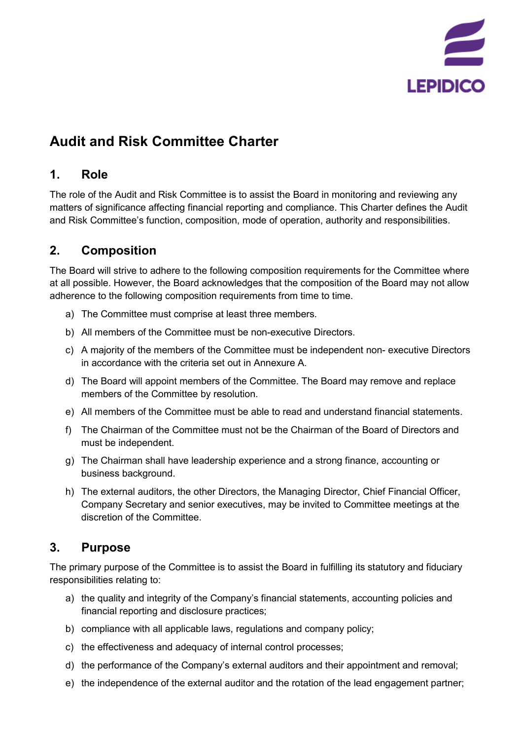# Audit and Risk Committee Charter

## 1. Role

The role of the Audit and Risk Committee is to assist the Board in monitoring and reviewing any matters of significance affecting financial reporting and compliance. This Charter defines the Audit and Risk Committee's function, composition, mode of operation, authority and responsibilities.

## 2. Composition

The Board will strive to adhere to the following composition requirements for the Committee where at all possible. However, the Board acknowledges that the composition of the Board may not allow adherence to the following composition requirements from time to time.

a) The Committee must comprise at least three members.

b) All members of the Committee must be non-executive Directors.

c) A majority of the members of the Committee must be independent non- executive Directors in accordance with the criteria set out in Annexure A.

d) The Board will appoint members of the Committee. The Board may remove and replace members of the Committee by resolution.

e) All members of the Committee must be able to read and understand financial statements.

f) The Chairman of the Committee must not be the Chairman of the Board of Directors and must be independent.

g) The Chairman shall have leadership experience and a strong finance, accounting or business background.

h) The external auditors, the other Directors, the Managing Director, Chief Financial Officer, Company Secretary and senior executives, may be invited to Committee meetings at the discretion of the Committee.

## 3. Purpose

The primary purpose of the Committee is to assist the Board in fulfilling its statutory and fiduciary responsibilities relating to:

a) the quality and integrity of the Company's financial statements, accounting policies and financial reporting and disclosure practices;

b) compliance with all applicable laws, regulations and company policy;

c) the effectiveness and adequacy of internal control processes;

d) the performance of the Company's external auditors and their appointment and removal;

e) the independence of the external auditor and the rotation of the lead engagement partner;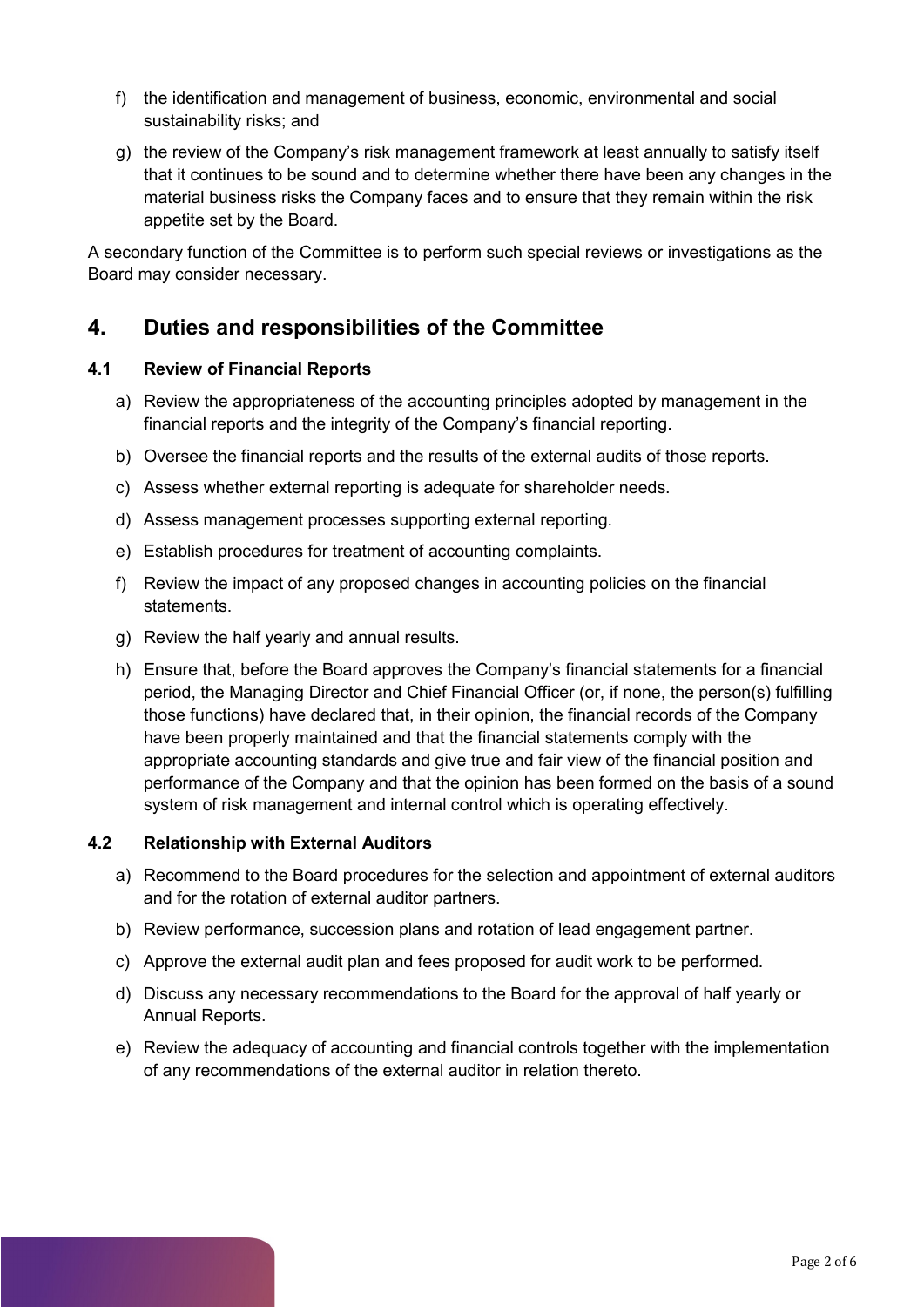f) the identification and management of business, economic, environmental and social sustainability risks; and

g) the review of the Company's risk management framework at least annually to satisfy itself that it continues to be sound and to determine whether there have been any changes in the material business risks the Company faces and to ensure that they remain within the risk appetite set by the Board.

A secondary function of the Committee is to perform such special reviews or investigations as the Board may consider necessary.

## 4. Duties and responsibilities of the Committee

### 4.1 Review of Financial Reports

a) Review the appropriateness of the accounting principles adopted by management in the financial reports and the integrity of the Company's financial reporting.

b) Oversee the financial reports and the results of the external audits of those reports.

c) Assess whether external reporting is adequate for shareholder needs.

d) Assess management processes supporting external reporting.

e) Establish procedures for treatment of accounting complaints.

f) Review the impact of any proposed changes in accounting policies on the financial statements.

g) Review the half yearly and annual results.

h) Ensure that, before the Board approves the Company's financial statements for a financial period, the Managing Director and Chief Financial Officer (or, if none, the person(s) fulfilling those functions) have declared that, in their opinion, the financial records of the Company have been properly maintained and that the financial statements comply with the appropriate accounting standards and give true and fair view of the financial position and performance of the Company and that the opinion has been formed on the basis of a sound system of risk management and internal control which is operating effectively.

### 4.2 Relationship with External Auditors

a) Recommend to the Board procedures for the selection and appointment of external auditors and for the rotation of external auditor partners.

b) Review performance, succession plans and rotation of lead engagement partner.

c) Approve the external audit plan and fees proposed for audit work to be performed.

d) Discuss any necessary recommendations to the Board for the approval of half yearly or Annual Reports.

e) Review the adequacy of accounting and financial controls together with the implementation of any recommendations of the external auditor in relation thereto.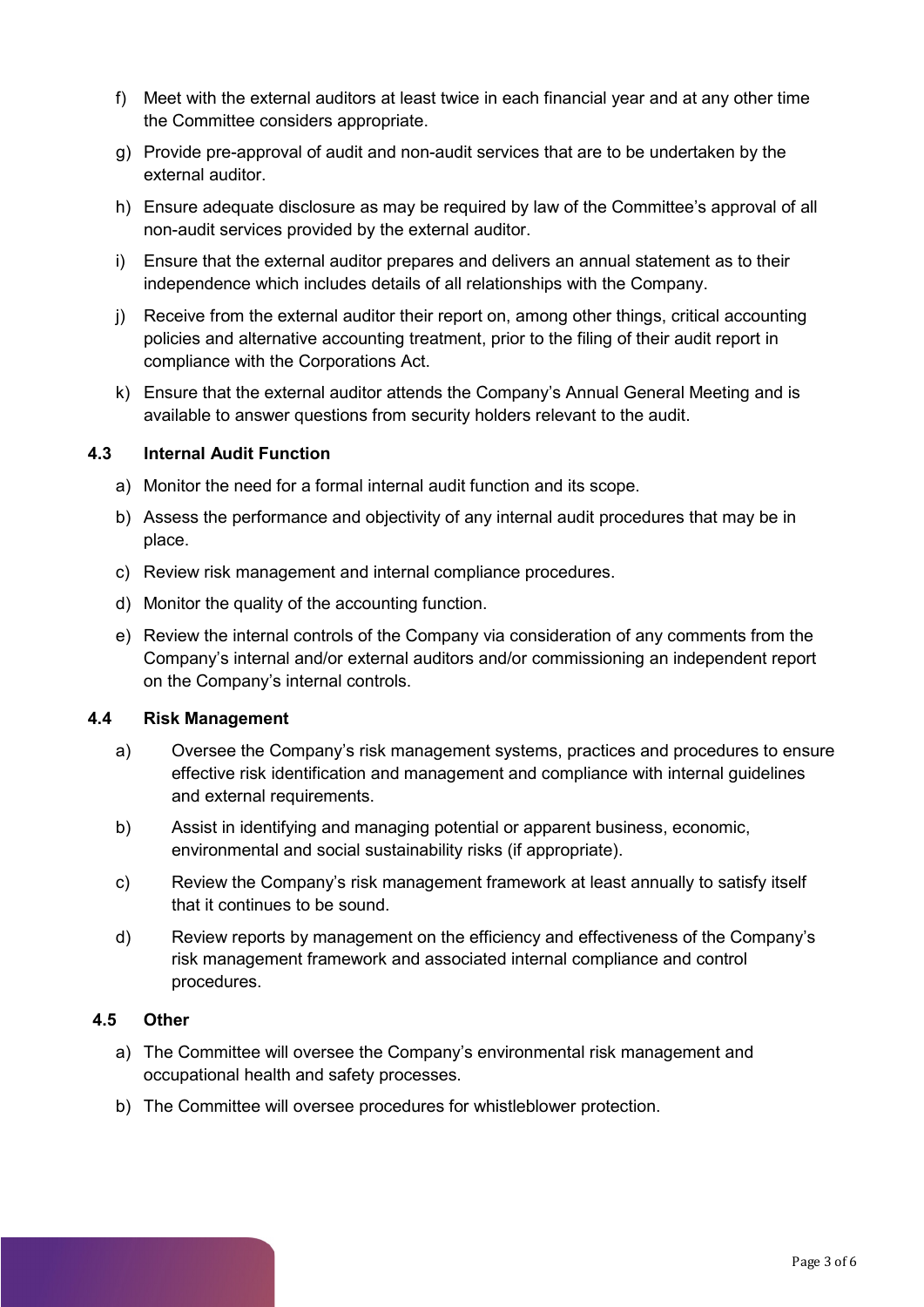f) Meet with the external auditors at least twice in each financial year and at any other time the Committee considers appropriate.

g) Provide pre-approval of audit and non-audit services that are to be undertaken by the external auditor.

h) Ensure adequate disclosure as may be required by law of the Committee's approval of all non-audit services provided by the external auditor.

i) Ensure that the external auditor prepares and delivers an annual statement as to their independence which includes details of all relationships with the Company.

j) Receive from the external auditor their report on, among other things, critical accounting policies and alternative accounting treatment, prior to the filing of their audit report in compliance with the Corporations Act.

k) Ensure that the external auditor attends the Company's Annual General Meeting and is available to answer questions from security holders relevant to the audit.

### 4.3 Internal Audit Function

a) Monitor the need for a formal internal audit function and its scope.

b) Assess the performance and objectivity of any internal audit procedures that may be in place.

c) Review risk management and internal compliance procedures.

d) Monitor the quality of the accounting function.

e) Review the internal controls of the Company via consideration of any comments from the Company's internal and/or external auditors and/or commissioning an independent report on the Company's internal controls.

### 4.4 Risk Management

a) Oversee the Company's risk management systems, practices and procedures to ensure effective risk identification and management and compliance with internal guidelines and external requirements.

b) Assist in identifying and managing potential or apparent business, economic, environmental and social sustainability risks (if appropriate).

c) Review the Company's risk management framework at least annually to satisfy itself that it continues to be sound.

d) Review reports by management on the efficiency and effectiveness of the Company's risk management framework and associated internal compliance and control procedures.

### 4.5 Other

a) The Committee will oversee the Company's environmental risk management and occupational health and safety processes.

b) The Committee will oversee procedures for whistleblower protection.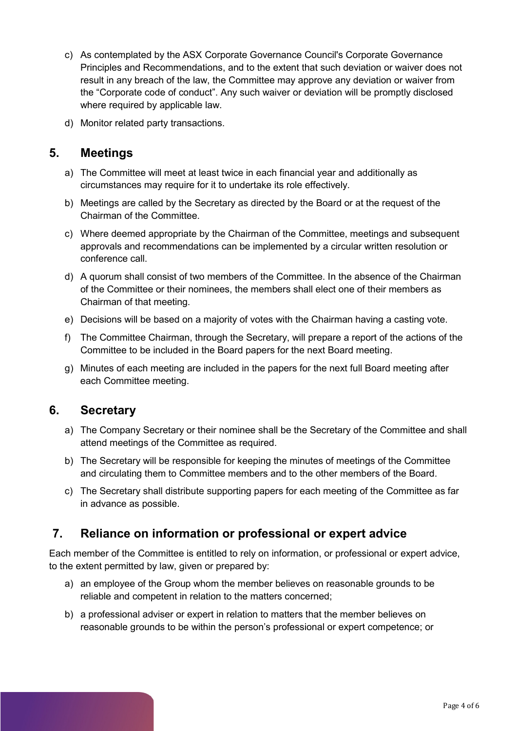c) As contemplated by the ASX Corporate Governance Council's Corporate Governance Principles and Recommendations, and to the extent that such deviation or waiver does not result in any breach of the law, the Committee may approve any deviation or waiver from the "Corporate code of conduct". Any such waiver or deviation will be promptly disclosed where required by applicable law.

d) Monitor related party transactions.

## 5. Meetings

a) The Committee will meet at least twice in each financial year and additionally as circumstances may require for it to undertake its role effectively.

b) Meetings are called by the Secretary as directed by the Board or at the request of the Chairman of the Committee.

c) Where deemed appropriate by the Chairman of the Committee, meetings and subsequent approvals and recommendations can be implemented by a circular written resolution or conference call.

d) A quorum shall consist of two members of the Committee. In the absence of the Chairman of the Committee or their nominees, the members shall elect one of their members as Chairman of that meeting.

e) Decisions will be based on a majority of votes with the Chairman having a casting vote.

f) The Committee Chairman, through the Secretary, will prepare a report of the actions of the Committee to be included in the Board papers for the next Board meeting.

g) Minutes of each meeting are included in the papers for the next full Board meeting after each Committee meeting.

## 6. Secretary

a) The Company Secretary or their nominee shall be the Secretary of the Committee and shall attend meetings of the Committee as required.

b) The Secretary will be responsible for keeping the minutes of meetings of the Committee and circulating them to Committee members and to the other members of the Board.

c) The Secretary shall distribute supporting papers for each meeting of the Committee as far in advance as possible.

## 7. Reliance on information or professional or expert advice

Each member of the Committee is entitled to rely on information, or professional or expert advice, to the extent permitted by law, given or prepared by:

a) an employee of the Group whom the member believes on reasonable grounds to be reliable and competent in relation to the matters concerned;

b) a professional adviser or expert in relation to matters that the member believes on reasonable grounds to be within the person's professional or expert competence; or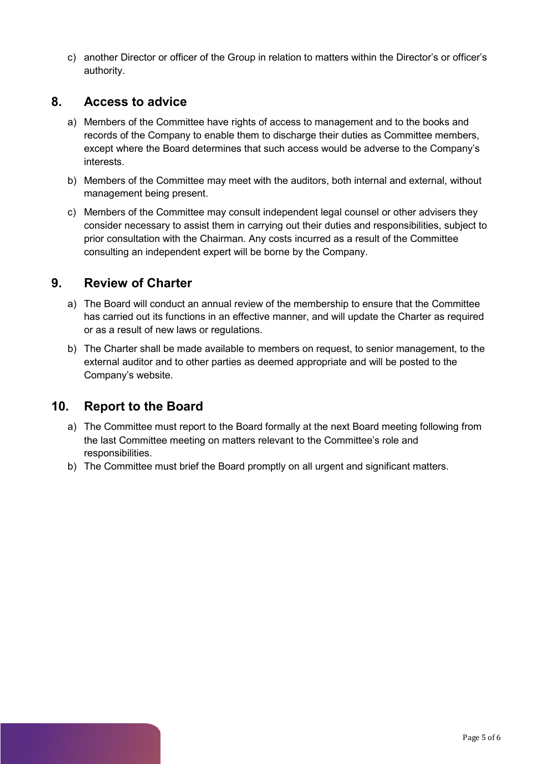c) another Director or officer of the Group in relation to matters within the Director's or officer's authority.

## 8. Access to advice

a) Members of the Committee have rights of access to management and to the books and records of the Company to enable them to discharge their duties as Committee members, except where the Board determines that such access would be adverse to the Company's interests.

b) Members of the Committee may meet with the auditors, both internal and external, without management being present.

c) Members of the Committee may consult independent legal counsel or other advisers they consider necessary to assist them in carrying out their duties and responsibilities, subject to prior consultation with the Chairman. Any costs incurred as a result of the Committee consulting an independent expert will be borne by the Company.

## 9. Review of Charter

a) The Board will conduct an annual review of the membership to ensure that the Committee has carried out its functions in an effective manner, and will update the Charter as required or as a result of new laws or regulations.

b) The Charter shall be made available to members on request, to senior management, to the external auditor and to other parties as deemed appropriate and will be posted to the Company's website.

## 10. Report to the Board

a) The Committee must report to the Board formally at the next Board meeting following from the last Committee meeting on matters relevant to the Committee's role and responsibilities.

b) The Committee must brief the Board promptly on all urgent and significant matters.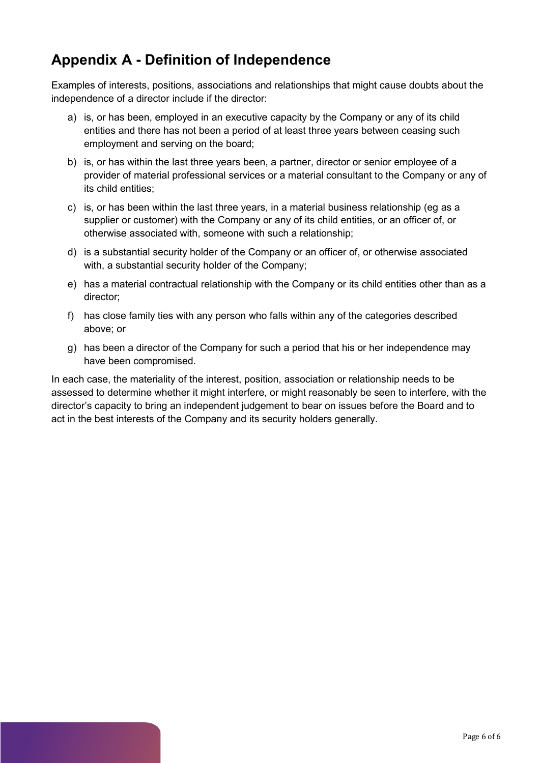## Appendix A - Definition of Independence

Examples of interests, positions, associations and relationships that might cause doubts about the independence of a director include if the director:

a) is, or has been, employed in an executive capacity by the Company or any of its child entities and there has not been a period of at least three years between ceasing such employment and serving on the board;

b) is, or has within the last three years been, a partner, director or senior employee of a provider of material professional services or a material consultant to the Company or any of its child entities;

c) is, or has been within the last three years, in a material business relationship (eg as a supplier or customer) with the Company or any of its child entities, or an officer of, or otherwise associated with, someone with such a relationship;

d) is a substantial security holder of the Company or an officer of, or otherwise associated with, a substantial security holder of the Company;

e) has a material contractual relationship with the Company or its child entities other than as a director;

f) has close family ties with any person who falls within any of the categories described above; or

g) has been a director of the Company for such a period that his or her independence may have been compromised.

In each case, the materiality of the interest, position, association or relationship needs to be assessed to determine whether it might interfere, or might reasonably be seen to interfere, with the director's capacity to bring an independent judgement to bear on issues before the Board and to act in the best interests of the Company and its security holders generally.